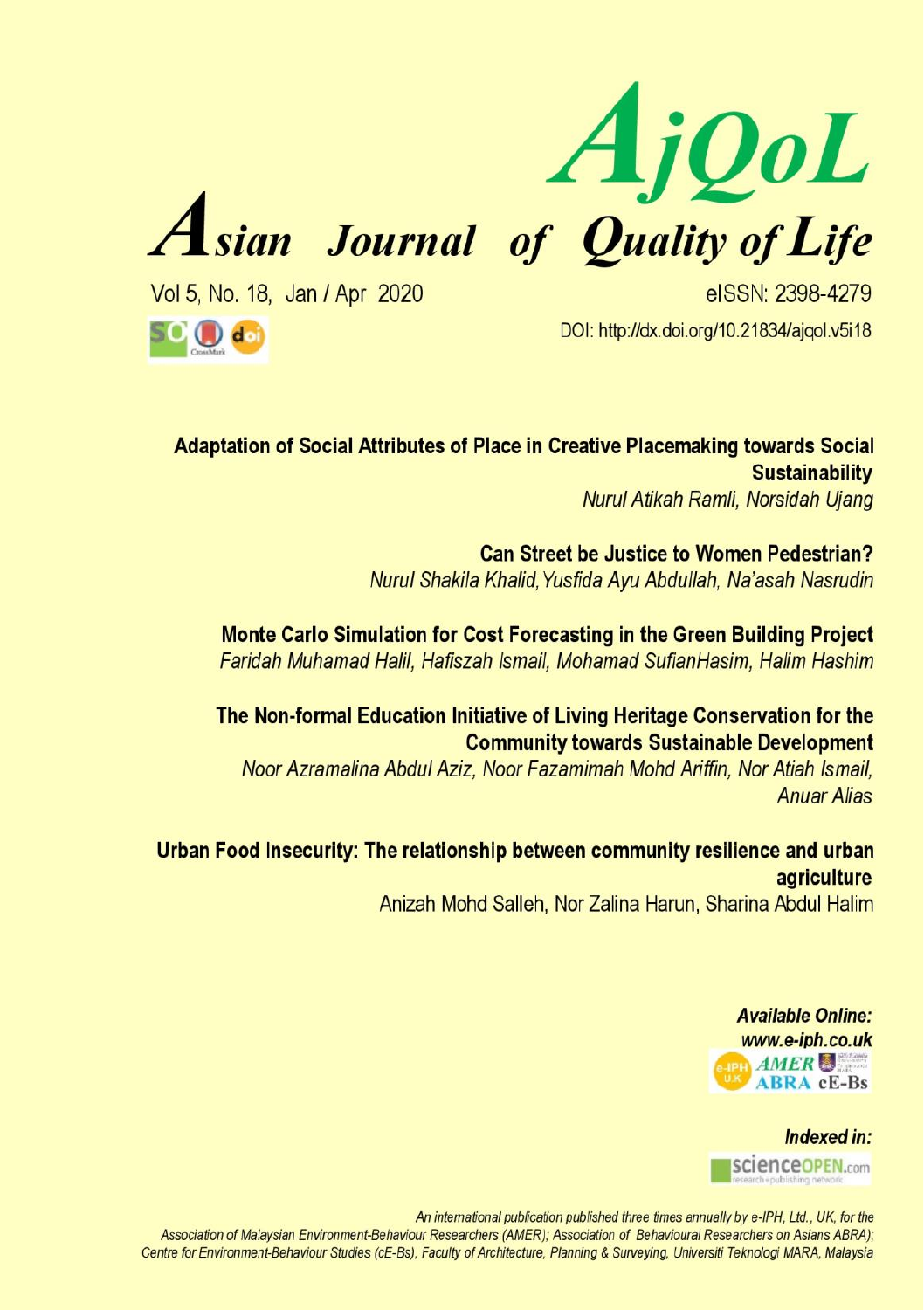# AjQoL

# Asian Journal of Quality of Life

Vol 5, No. 18, Jan / Apr 2020

eISSN: 2398-4279

DOI: http://dx.doi.org/10.21834/ajqol.v5i18

**Adaptation of Social Attributes of Place in Creative Placemaking towards Social Sustainability**
*Nurul Atikah Ramli, Norsidah Ujang*

**Can Street be Justice to Women Pedestrian?**
*Nurul Shakila Khalid, Yusfida Ayu Abdullah, Na'asah Nasrudin*

**Monte Carlo Simulation for Cost Forecasting in the Green Building Project**
*Faridah Muhamad Halil, Hafiszah Ismail, Mohamad SufianHasim, Halim Hashim*

**The Non-formal Education Initiative of Living Heritage Conservation for the Community towards Sustainable Development**
*Noor Azramalina Abdul Aziz, Noor Fazamimah Mohd Ariffin, Nor Atiah Ismail, Anuar Alias*

**Urban Food Insecurity: The relationship between community resilience and urban agriculture**
Anizah Mohd Salleh, Nor Zalina Harun, Sharina Abdul Halim

***Available Online:***
***www.e-iph.co.uk***

***Indexed in:***
scienceOPEN.com

*An international publication published three times annually by e-IPH, Ltd., UK, for the Association of Malaysian Environment-Behaviour Researchers (AMER); Association of Behavioural Researchers on Asians ABRA); Centre for Environment-Behaviour Studies (cE-Bs), Faculty of Architecture, Planning & Surveying, Universiti Teknologi MARA, Malaysia*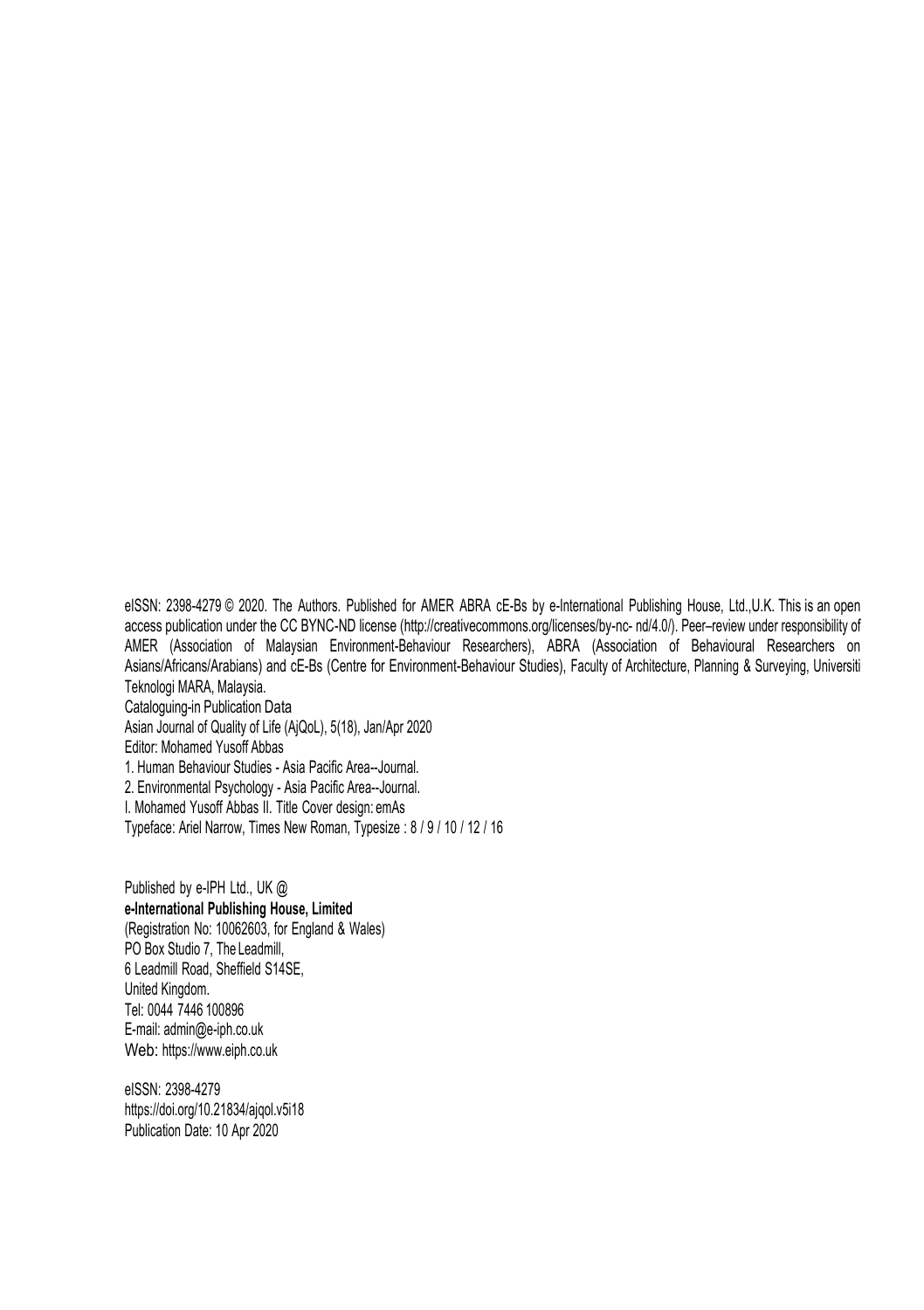eISSN: 2398-4279 © 2020. The Authors. Published for AMER ABRA cE-Bs by e-International Publishing House, Ltd.,U.K. This is an open access publication under the CC BYNC-ND license (http://creativecommons.org/licenses/by-nc- nd/4.0/). Peer–review under responsibility of AMER (Association of Malaysian Environment-Behaviour Researchers), ABRA (Association of Behavioural Researchers on Asians/Africans/Arabians) and cE-Bs (Centre for Environment-Behaviour Studies), Faculty of Architecture, Planning & Surveying, Universiti Teknologi MARA, Malaysia.

Cataloguing-in Publication Data

Asian Journal of Quality of Life (AjQoL), 5(18), Jan/Apr 2020

Editor: Mohamed Yusoff Abbas

1. Human Behaviour Studies - Asia Pacific Area--Journal.
2. Environmental Psychology - Asia Pacific Area--Journal.

I. Mohamed Yusoff Abbas II. Title Cover design: emAs

Typeface: Ariel Narrow, Times New Roman, Typesize : 8 / 9 / 10 / 12 / 16

Published by e-IPH Ltd., UK @

**e-International Publishing House, Limited**

(Registration No: 10062603, for England & Wales)

PO Box Studio 7, The Leadmill,

6 Leadmill Road, Sheffield S14SE,

United Kingdom.

Tel: 0044 7446 100896

E-mail: admin@e-iph.co.uk

Web: https://www.eiph.co.uk

eISSN: 2398-4279

https://doi.org/10.21834/ajqol.v5i18

Publication Date: 10 Apr 2020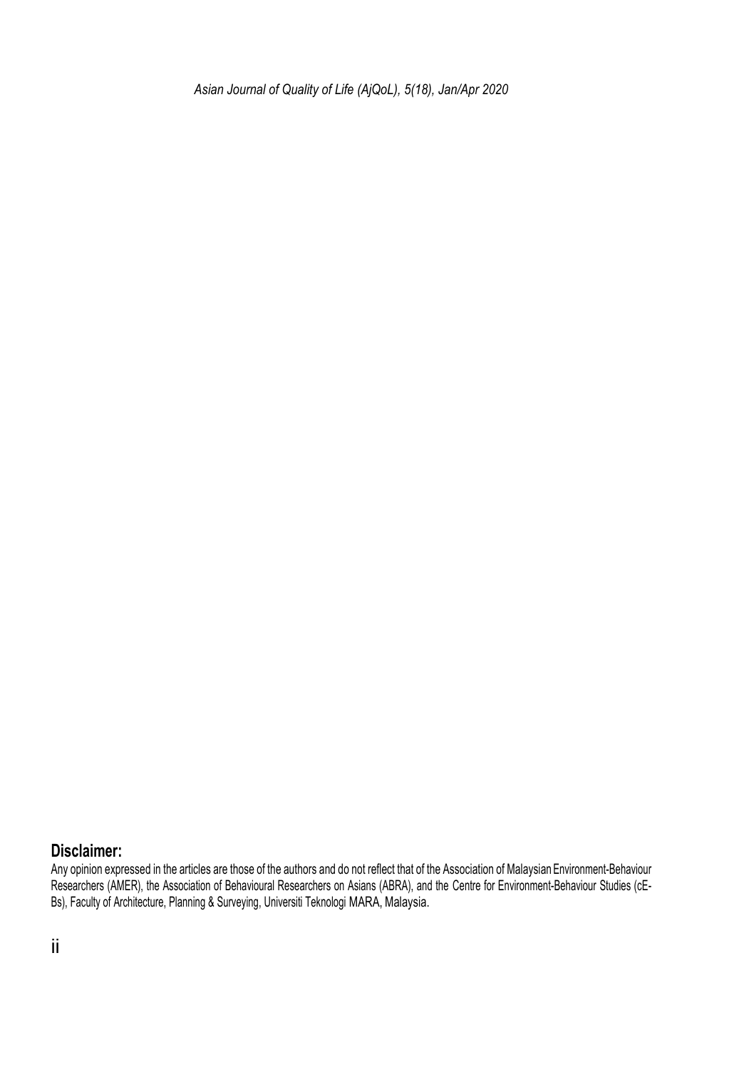**Disclaimer:**

Any opinion expressed in the articles are those of the authors and do not reflect that of the Association of Malaysian Environment-Behaviour Researchers (AMER), the Association of Behavioural Researchers on Asians (ABRA), and the Centre for Environment-Behaviour Studies (cE-Bs), Faculty of Architecture, Planning & Surveying, Universiti Teknologi MARA, Malaysia.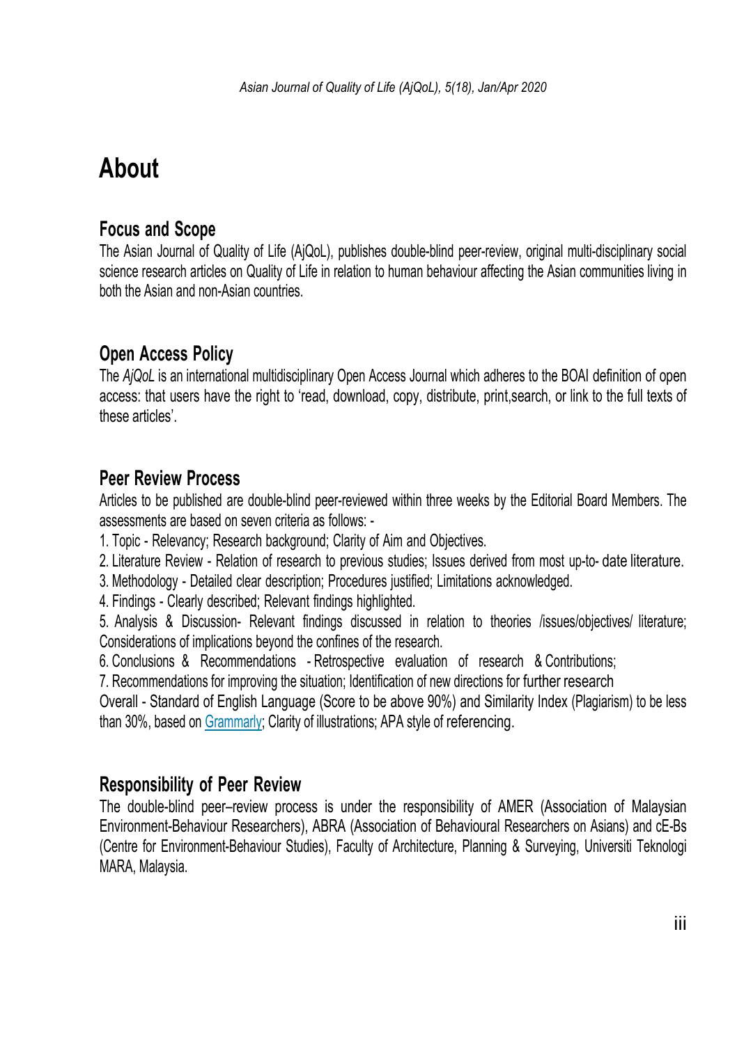# About

## Focus and Scope

The Asian Journal of Quality of Life (AjQoL), publishes double-blind peer-review, original multi-disciplinary social science research articles on Quality of Life in relation to human behaviour affecting the Asian communities living in both the Asian and non-Asian countries.

## Open Access Policy

The *AjQoL* is an international multidisciplinary Open Access Journal which adheres to the BOAI definition of open access: that users have the right to 'read, download, copy, distribute, print,search, or link to the full texts of these articles'.

## Peer Review Process

Articles to be published are double-blind peer-reviewed within three weeks by the Editorial Board Members. The assessments are based on seven criteria as follows: -

1. Topic - Relevancy; Research background; Clarity of Aim and Objectives.
2. Literature Review - Relation of research to previous studies; Issues derived from most up-to- date literature.
3. Methodology - Detailed clear description; Procedures justified; Limitations acknowledged.
4. Findings - Clearly described; Relevant findings highlighted.
5. Analysis & Discussion- Relevant findings discussed in relation to theories /issues/objectives/ literature; Considerations of implications beyond the confines of the research.
6. Conclusions & Recommendations - Retrospective evaluation of research & Contributions;
7. Recommendations for improving the situation; Identification of new directions for further research

Overall - Standard of English Language (Score to be above 90%) and Similarity Index (Plagiarism) to be less than 30%, based on [Grammarly](); Clarity of illustrations; APA style of referencing.

## Responsibility of Peer Review

The double-blind peer–review process is under the responsibility of AMER (Association of Malaysian Environment-Behaviour Researchers), ABRA (Association of Behavioural Researchers on Asians) and cE-Bs (Centre for Environment-Behaviour Studies), Faculty of Architecture, Planning & Surveying, Universiti Teknologi MARA, Malaysia.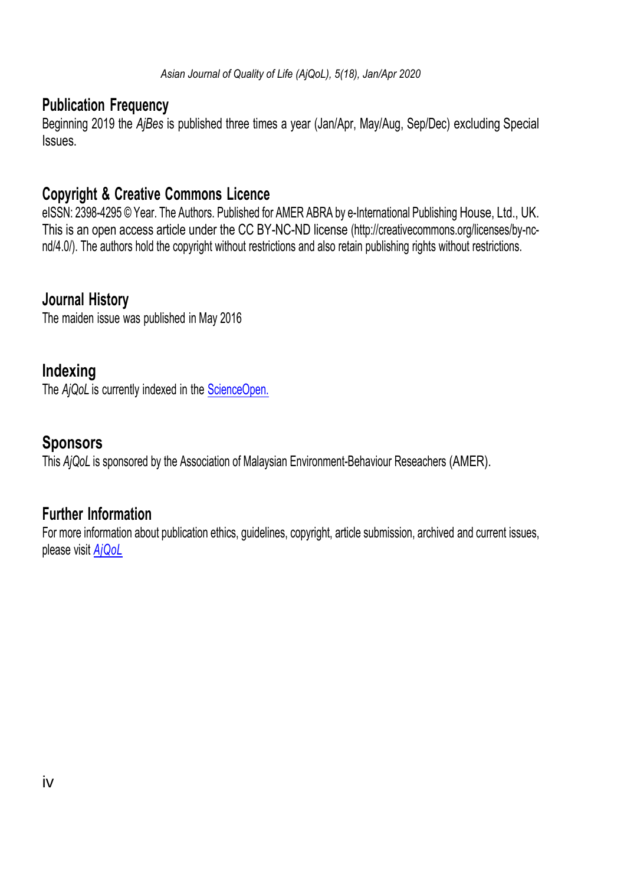## Publication Frequency

Beginning 2019 the *AjBes* is published three times a year (Jan/Apr, May/Aug, Sep/Dec) excluding Special Issues.

## Copyright & Creative Commons Licence

eISSN: 2398-4295 © Year. The Authors. Published for AMER ABRA by e-International Publishing House, Ltd., UK. This is an open access article under the CC BY-NC-ND license (http://creativecommons.org/licenses/by-nc-nd/4.0/). The authors hold the copyright without restrictions and also retain publishing rights without restrictions.

## Journal History

The maiden issue was published in May 2016

## Indexing

The *AjQoL* is currently indexed in the ScienceOpen.

## Sponsors

This *AjQoL* is sponsored by the Association of Malaysian Environment-Behaviour Reseachers (AMER).

## Further Information

For more information about publication ethics, guidelines, copyright, article submission, archived and current issues, please visit *AjQoL*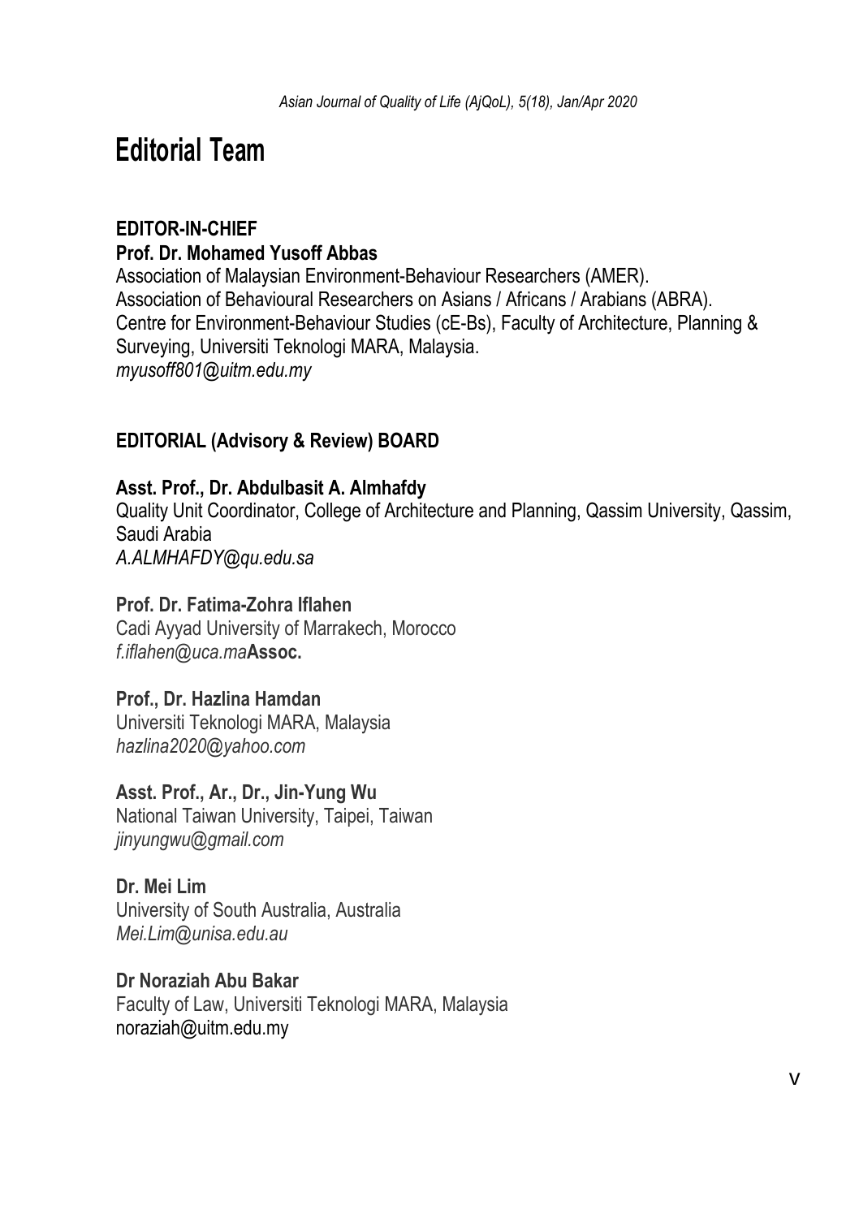# Editorial Team

**EDITOR-IN-CHIEF**

**Prof. Dr. Mohamed Yusoff Abbas**

Association of Malaysian Environment-Behaviour Researchers (AMER).
Association of Behavioural Researchers on Asians / Africans / Arabians (ABRA).
Centre for Environment-Behaviour Studies (cE-Bs), Faculty of Architecture, Planning & Surveying, Universiti Teknologi MARA, Malaysia.
*myusoff801@uitm.edu.my*

**EDITORIAL (Advisory & Review) BOARD**

**Asst. Prof., Dr. Abdulbasit A. Almhafdy**

Quality Unit Coordinator, College of Architecture and Planning, Qassim University, Qassim, Saudi Arabia
*A.ALMHAFDY@qu.edu.sa*

**Prof. Dr. Fatima-Zohra Iflahen**

Cadi Ayyad University of Marrakech, Morocco
*f.iflahen@uca.ma***Assoc.**

**Prof., Dr. Hazlina Hamdan**

Universiti Teknologi MARA, Malaysia
*hazlina2020@yahoo.com*

**Asst. Prof., Ar., Dr., Jin-Yung Wu**

National Taiwan University, Taipei, Taiwan
*jinyungwu@gmail.com*

**Dr. Mei Lim**

University of South Australia, Australia
*Mei.Lim@unisa.edu.au*

**Dr Noraziah Abu Bakar**

Faculty of Law, Universiti Teknologi MARA, Malaysia
noraziah@uitm.edu.my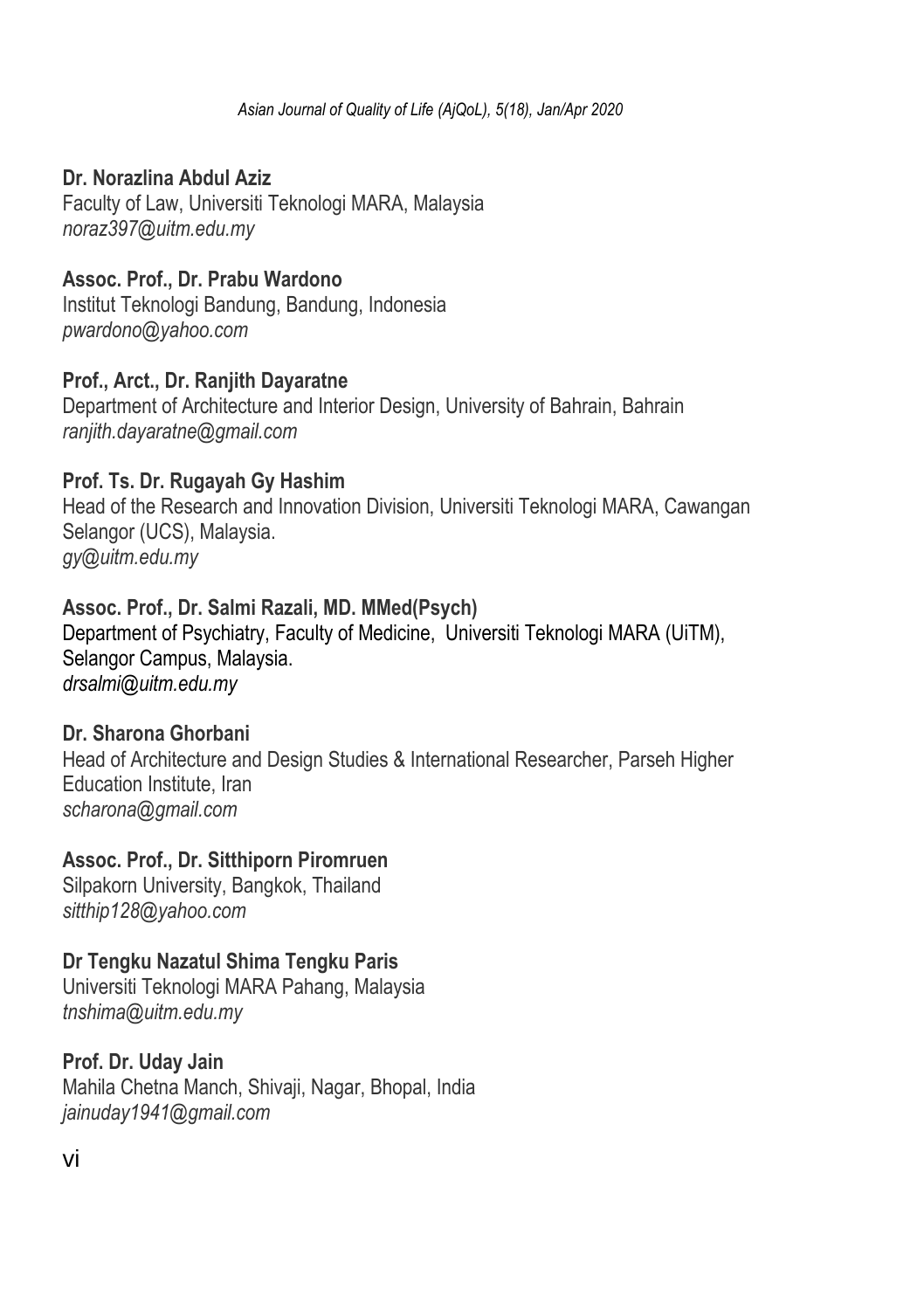**Dr. Norazlina Abdul Aziz**
Faculty of Law, Universiti Teknologi MARA, Malaysia
*noraz397@uitm.edu.my*

**Assoc. Prof., Dr. Prabu Wardono**
Institut Teknologi Bandung, Bandung, Indonesia
*pwardono@yahoo.com*

**Prof., Arct., Dr. Ranjith Dayaratne**
Department of Architecture and Interior Design, University of Bahrain, Bahrain
*ranjith.dayaratne@gmail.com*

**Prof. Ts. Dr. Rugayah Gy Hashim**
Head of the Research and Innovation Division, Universiti Teknologi MARA, Cawangan Selangor (UCS), Malaysia.
*gy@uitm.edu.my*

**Assoc. Prof., Dr. Salmi Razali, MD. MMed(Psych)**
Department of Psychiatry, Faculty of Medicine, Universiti Teknologi MARA (UiTM), Selangor Campus, Malaysia.
*drsalmi@uitm.edu.my*

**Dr. Sharona Ghorbani**
Head of Architecture and Design Studies & International Researcher, Parseh Higher Education Institute, Iran
*scharona@gmail.com*

**Assoc. Prof., Dr. Sitthiporn Piromruen**
Silpakorn University, Bangkok, Thailand
*sitthip128@yahoo.com*

**Dr Tengku Nazatul Shima Tengku Paris**
Universiti Teknologi MARA Pahang, Malaysia
*tnshima@uitm.edu.my*

**Prof. Dr. Uday Jain**
Mahila Chetna Manch, Shivaji, Nagar, Bhopal, India
*jainuday1941@gmail.com*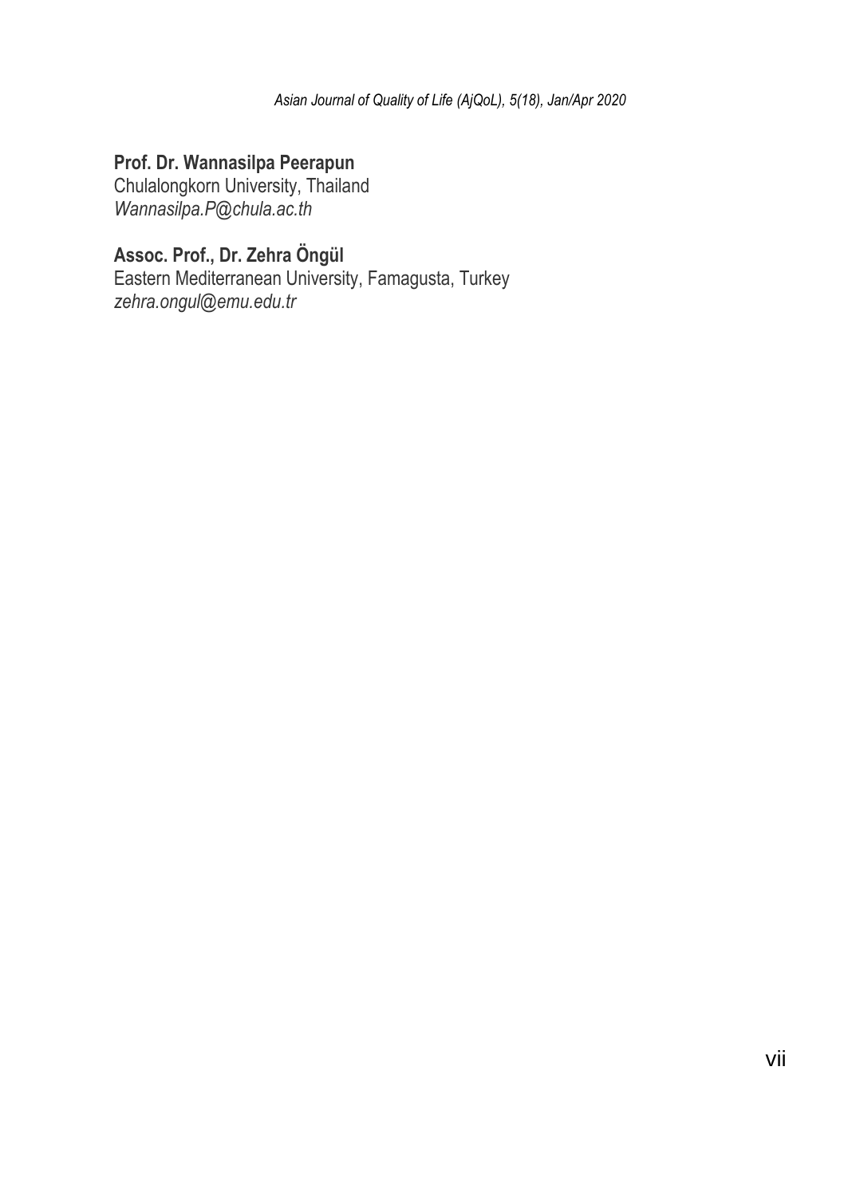**Prof. Dr. Wannasilpa Peerapun**
Chulalongkorn University, Thailand
*Wannasilpa.P@chula.ac.th*

**Assoc. Prof., Dr. Zehra Öngül**
Eastern Mediterranean University, Famagusta, Turkey
*zehra.ongul@emu.edu.tr*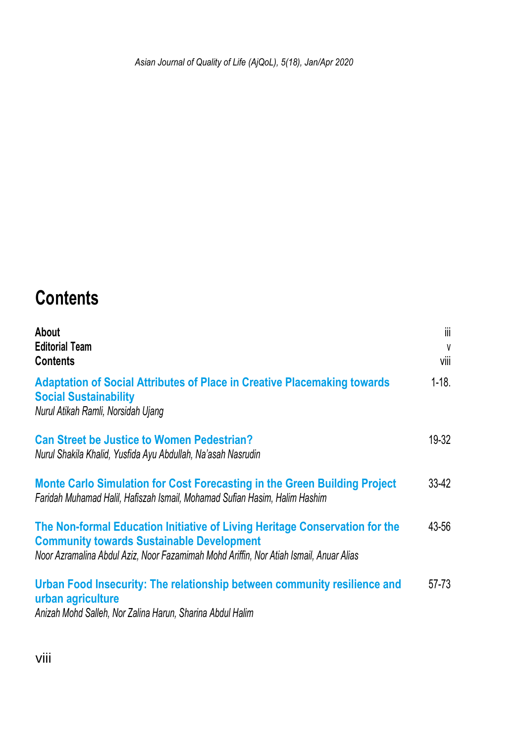# Contents

| | |
|---|---|
| **About** | iii |
| **Editorial Team** | v |
| **Contents** | viii |
| **Adaptation of Social Attributes of Place in Creative Placemaking towards Social Sustainability**<br>*Nurul Atikah Ramli, Norsidah Ujang* | 1-18. |
| **Can Street be Justice to Women Pedestrian?**<br>*Nurul Shakila Khalid, Yusfida Ayu Abdullah, Na'asah Nasrudin* | 19-32 |
| **Monte Carlo Simulation for Cost Forecasting in the Green Building Project**<br>*Faridah Muhamad Halil, Hafiszah Ismail, Mohamad Sufian Hasim, Halim Hashim* | 33-42 |
| **The Non-formal Education Initiative of Living Heritage Conservation for the Community towards Sustainable Development**<br>*Noor Azramalina Abdul Aziz, Noor Fazamimah Mohd Ariffin, Nor Atiah Ismail, Anuar Alias* | 43-56 |
| **Urban Food Insecurity: The relationship between community resilience and urban agriculture**<br>*Anizah Mohd Salleh, Nor Zalina Harun, Sharina Abdul Halim* | 57-73 |